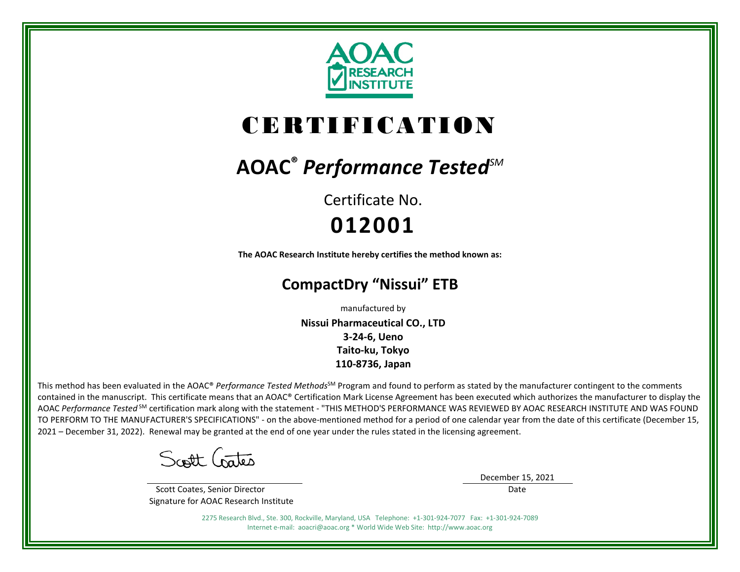AOAC RESEARCH INSTITUTE

# CERTIFICATION

## AOAC® *Performance Tested*SM

Certificate No.

**012001**

**The AOAC Research Institute hereby certifies the method known as:**

## CompactDry "Nissui" ETB

manufactured by

**Nissui Pharmaceutical CO., LTD**
**3-24-6, Ueno**
**Taito-ku, Tokyo**
**110-8736, Japan**

This method has been evaluated in the AOAC® *Performance Tested Methods*SM Program and found to perform as stated by the manufacturer contingent to the comments contained in the manuscript. This certificate means that an AOAC® Certification Mark License Agreement has been executed which authorizes the manufacturer to display the AOAC *Performance Tested* SM certification mark along with the statement - "THIS METHOD'S PERFORMANCE WAS REVIEWED BY AOAC RESEARCH INSTITUTE AND WAS FOUND TO PERFORM TO THE MANUFACTURER'S SPECIFICATIONS" - on the above-mentioned method for a period of one calendar year from the date of this certificate (December 15, 2021 – December 31, 2022). Renewal may be granted at the end of one year under the rules stated in the licensing agreement.

Scott Coates

Scott Coates, Senior Director
Signature for AOAC Research Institute

December 15, 2021
Date

2275 Research Blvd., Ste. 300, Rockville, Maryland, USA Telephone: +1-301-924-7077 Fax: +1-301-924-7089
Internet e-mail: aoacri@aoac.org * World Wide Web Site: http://www.aoac.org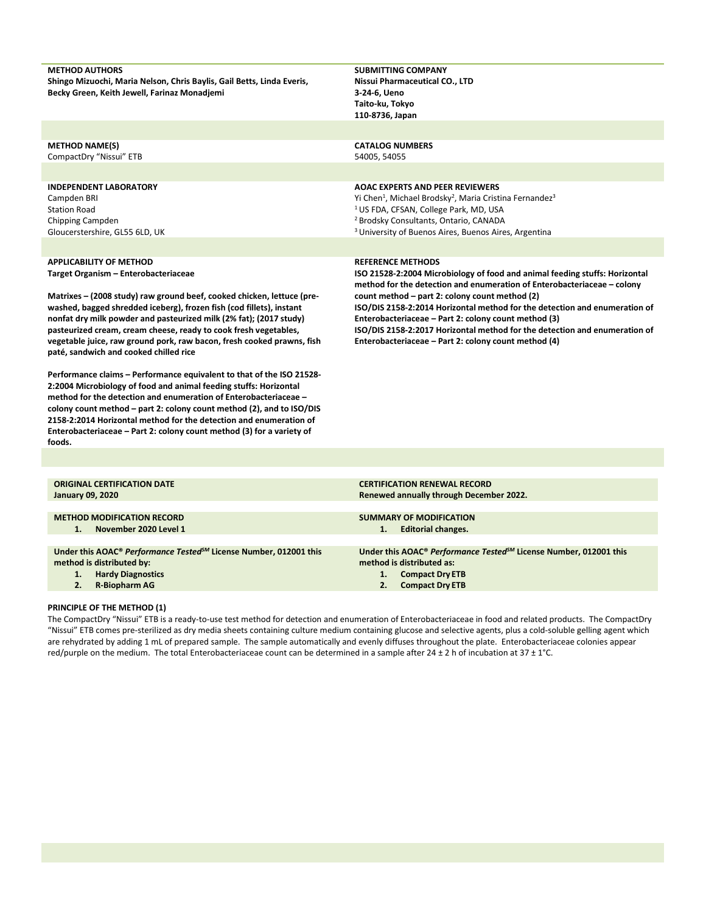**METHOD AUTHORS**
**Shingo Mizuochi, Maria Nelson, Chris Baylis, Gail Betts, Linda Everis, Becky Green, Keith Jewell, Farinaz Monadjemi**

**SUBMITTING COMPANY**
**Nissui Pharmaceutical CO., LTD**
**3-24-6, Ueno**
**Taito-ku, Tokyo**
**110-8736, Japan**

**METHOD NAME(S)**
CompactDry "Nissui" ETB

**CATALOG NUMBERS**
54005, 54055

**INDEPENDENT LABORATORY**
Campden BRI
Station Road
Chipping Campden
Gloucerstershire, GL55 6LD, UK

**AOAC EXPERTS AND PEER REVIEWERS**
Yi Chen[1], Michael Brodsky[2], Maria Cristina Fernandez[3]
[1] US FDA, CFSAN, College Park, MD, USA
[2] Brodsky Consultants, Ontario, CANADA
[3] University of Buenos Aires, Buenos Aires, Argentina

**APPLICABILITY OF METHOD**
**Target Organism – Enterobacteriaceae**

**Matrixes – (2008 study) raw ground beef, cooked chicken, lettuce (pre-washed, bagged shredded iceberg), frozen fish (cod fillets), instant nonfat dry milk powder and pasteurized milk (2% fat); (2017 study) pasteurized cream, cream cheese, ready to cook fresh vegetables, vegetable juice, raw ground pork, raw bacon, fresh cooked prawns, fish paté, sandwich and cooked chilled rice**

**Performance claims – Performance equivalent to that of the ISO 21528-2:2004 Microbiology of food and animal feeding stuffs: Horizontal method for the detection and enumeration of Enterobacteriaceae – colony count method – part 2: colony count method (2), and to ISO/DIS 2158-2:2014 Horizontal method for the detection and enumeration of Enterobacteriaceae – Part 2: colony count method (3) for a variety of foods.**

**REFERENCE METHODS**
**ISO 21528-2:2004 Microbiology of food and animal feeding stuffs: Horizontal method for the detection and enumeration of Enterobacteriaceae – colony count method – part 2: colony count method (2)**
**ISO/DIS 2158-2:2014 Horizontal method for the detection and enumeration of Enterobacteriaceae – Part 2: colony count method (3)**
**ISO/DIS 2158-2:2017 Horizontal method for the detection and enumeration of Enterobacteriaceae – Part 2: colony count method (4)**

**ORIGINAL CERTIFICATION DATE**
**January 09, 2020**

**CERTIFICATION RENEWAL RECORD**
**Renewed annually through December 2022.**

**METHOD MODIFICATION RECORD**
1. **November 2020 Level 1**

**SUMMARY OF MODIFICATION**
1. **Editorial changes.**

**Under this AOAC® *Performance Tested*SM License Number, 012001 this method is distributed by:**
1. **Hardy Diagnostics**
2. **R-Biopharm AG**

**Under this AOAC® *Performance Tested*SM License Number, 012001 this method is distributed as:**
1. **Compact Dry ETB**
2. **Compact Dry ETB**

**PRINCIPLE OF THE METHOD (1)**

The CompactDry "Nissui" ETB is a ready-to-use test method for detection and enumeration of Enterobacteriaceae in food and related products. The CompactDry "Nissui" ETB comes pre-sterilized as dry media sheets containing culture medium containing glucose and selective agents, plus a cold-soluble gelling agent which are rehydrated by adding 1 mL of prepared sample. The sample automatically and evenly diffuses throughout the plate. Enterobacteriaceae colonies appear red/purple on the medium. The total Enterobacteriaceae count can be determined in a sample after 24 ± 2 h of incubation at 37 ± 1°C.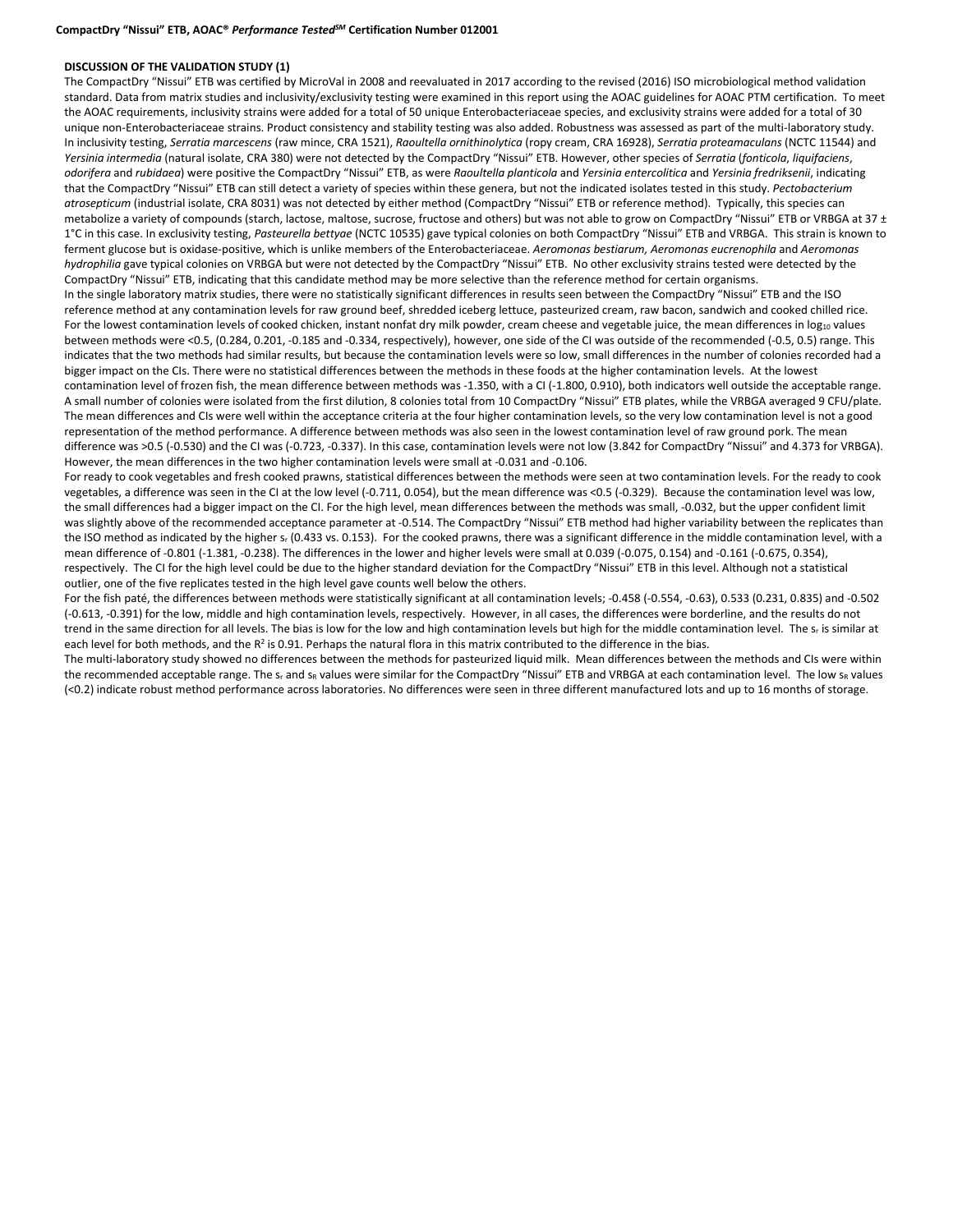### DISCUSSION OF THE VALIDATION STUDY (1)

The CompactDry "Nissui" ETB was certified by MicroVal in 2008 and reevaluated in 2017 according to the revised (2016) ISO microbiological method validation standard. Data from matrix studies and inclusivity/exclusivity testing were examined in this report using the AOAC guidelines for AOAC PTM certification. To meet the AOAC requirements, inclusivity strains were added for a total of 50 unique Enterobacteriaceae species, and exclusivity strains were added for a total of 30 unique non-Enterobacteriaceae strains. Product consistency and stability testing was also added. Robustness was assessed as part of the multi-laboratory study.

In inclusivity testing, *Serratia marcescens* (raw mince, CRA 1521), *Raoultella ornithinolytica* (ropy cream, CRA 16928), *Serratia proteamaculans* (NCTC 11544) and *Yersinia intermedia* (natural isolate, CRA 380) were not detected by the CompactDry "Nissui" ETB. However, other species of *Serratia* (*fonticola*, *liquifaciens*, *odorifera* and *rubidaea*) were positive the CompactDry "Nissui" ETB, as were *Raoultella planticola* and *Yersinia entercolitica* and *Yersinia fredriksenii*, indicating that the CompactDry "Nissui" ETB can still detect a variety of species within these genera, but not the indicated isolates tested in this study. *Pectobacterium atrosepticum* (industrial isolate, CRA 8031) was not detected by either method (CompactDry "Nissui" ETB or reference method). Typically, this species can metabolize a variety of compounds (starch, lactose, maltose, sucrose, fructose and others) but was not able to grow on CompactDry "Nissui" ETB or VRBGA at 37 ± 1°C in this case. In exclusivity testing, *Pasteurella bettyae* (NCTC 10535) gave typical colonies on both CompactDry "Nissui" ETB and VRBGA. This strain is known to ferment glucose but is oxidase-positive, which is unlike members of the Enterobacteriaceae. *Aeromonas bestiarum, Aeromonas eucrenophila* and *Aeromonas hydrophilia* gave typical colonies on VRBGA but were not detected by the CompactDry "Nissui" ETB. No other exclusivity strains tested were detected by the CompactDry "Nissui" ETB, indicating that this candidate method may be more selective than the reference method for certain organisms.

In the single laboratory matrix studies, there were no statistically significant differences in results seen between the CompactDry "Nissui" ETB and the ISO reference method at any contamination levels for raw ground beef, shredded iceberg lettuce, pasteurized cream, raw bacon, sandwich and cooked chilled rice. For the lowest contamination levels of cooked chicken, instant nonfat dry milk powder, cream cheese and vegetable juice, the mean differences in $\log_{10}$ values between methods were <0.5, (0.284, 0.201, -0.185 and -0.334, respectively), however, one side of the CI was outside of the recommended (-0.5, 0.5) range. This indicates that the two methods had similar results, but because the contamination levels were so low, small differences in the number of colonies recorded had a bigger impact on the CIs. There were no statistical differences between the methods in these foods at the higher contamination levels. At the lowest contamination level of frozen fish, the mean difference between methods was -1.350, with a CI (-1.800, 0.910), both indicators well outside the acceptable range. A small number of colonies were isolated from the first dilution, 8 colonies total from 10 CompactDry "Nissui" ETB plates, while the VRBGA averaged 9 CFU/plate. The mean differences and CIs were well within the acceptance criteria at the four higher contamination levels, so the very low contamination level is not a good representation of the method performance. A difference between methods was also seen in the lowest contamination level of raw ground pork. The mean difference was >0.5 (-0.530) and the CI was (-0.723, -0.337). In this case, contamination levels were not low (3.842 for CompactDry "Nissui" and 4.373 for VRBGA). However, the mean differences in the two higher contamination levels were small at -0.031 and -0.106.

For ready to cook vegetables and fresh cooked prawns, statistical differences between the methods were seen at two contamination levels. For the ready to cook vegetables, a difference was seen in the CI at the low level (-0.711, 0.054), but the mean difference was <0.5 (-0.329). Because the contamination level was low, the small differences had a bigger impact on the CI. For the high level, mean differences between the methods was small, -0.032, but the upper confident limit was slightly above of the recommended acceptance parameter at -0.514. The CompactDry "Nissui" ETB method had higher variability between the replicates than the ISO method as indicated by the higher $s_r$ (0.433 vs. 0.153). For the cooked prawns, there was a significant difference in the middle contamination level, with a mean difference of -0.801 (-1.381, -0.238). The differences in the lower and higher levels were small at 0.039 (-0.075, 0.154) and -0.161 (-0.675, 0.354), respectively. The CI for the high level could be due to the higher standard deviation for the CompactDry "Nissui" ETB in this level. Although not a statistical outlier, one of the five replicates tested in the high level gave counts well below the others.

For the fish paté, the differences between methods were statistically significant at all contamination levels; -0.458 (-0.554, -0.63), 0.533 (0.231, 0.835) and -0.502 (-0.613, -0.391) for the low, middle and high contamination levels, respectively. However, in all cases, the differences were borderline, and the results do not trend in the same direction for all levels. The bias is low for the low and high contamination levels but high for the middle contamination level. The $s_r$ is similar at each level for both methods, and the $R^2$ is 0.91. Perhaps the natural flora in this matrix contributed to the difference in the bias.

The multi-laboratory study showed no differences between the methods for pasteurized liquid milk. Mean differences between the methods and CIs were within the recommended acceptable range. The $s_r$ and $s_R$ values were similar for the CompactDry "Nissui" ETB and VRBGA at each contamination level. The low $s_R$ values (<0.2) indicate robust method performance across laboratories. No differences were seen in three different manufactured lots and up to 16 months of storage.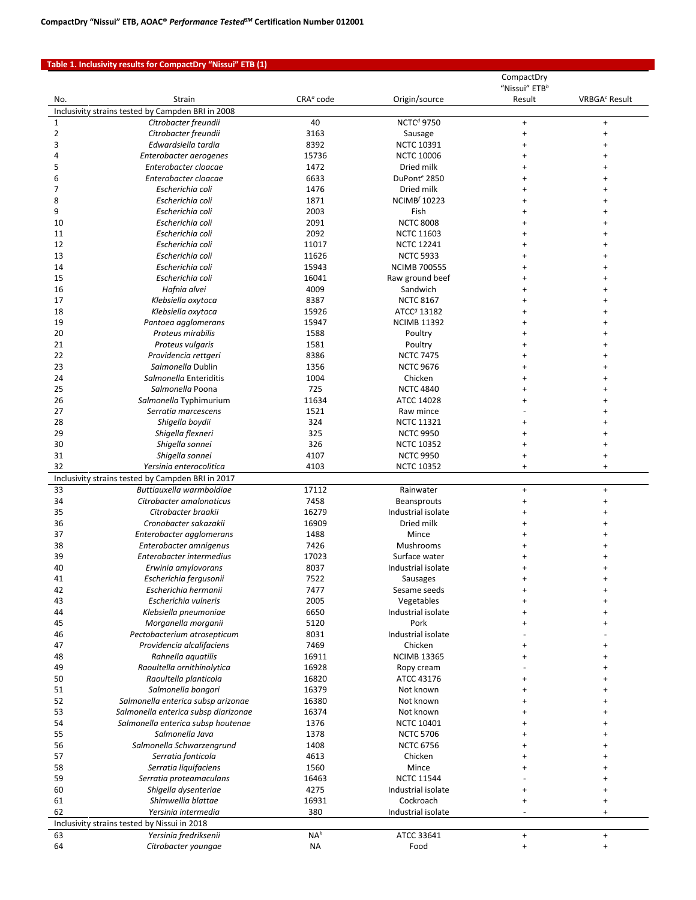**Table 1. Inclusivity results for CompactDry "Nissui" ETB (1)**

| No. | Strain | CRA[a] code | Origin/source | CompactDry "Nissui" ETB[b] Result | VRBGA[c] Result |
|---|---|---|---|---|---|
| Inclusivity strains tested by Campden BRI in 2008 | | | | | |
| 1 | *Citrobacter freundii* | 40 | NCTC[d] 9750 | + | + |
| 2 | *Citrobacter freundii* | 3163 | Sausage | + | + |
| 3 | *Edwardsiella tardia* | 8392 | NCTC 10391 | + | + |
| 4 | *Enterobacter aerogenes* | 15736 | NCTC 10006 | + | + |
| 5 | *Enterobacter cloacae* | 1472 | Dried milk | + | + |
| 6 | *Enterobacter cloacae* | 6633 | DuPont[e] 2850 | + | + |
| 7 | *Escherichia coli* | 1476 | Dried milk | + | + |
| 8 | *Escherichia coli* | 1871 | NCIMB[f] 10223 | + | + |
| 9 | *Escherichia coli* | 2003 | Fish | + | + |
| 10 | *Escherichia coli* | 2091 | NCTC 8008 | + | + |
| 11 | *Escherichia coli* | 2092 | NCTC 11603 | + | + |
| 12 | *Escherichia coli* | 11017 | NCTC 12241 | + | + |
| 13 | *Escherichia coli* | 11626 | NCTC 5933 | + | + |
| 14 | *Escherichia coli* | 15943 | NCIMB 700555 | + | + |
| 15 | *Escherichia coli* | 16041 | Raw ground beef | + | + |
| 16 | *Hafnia alvei* | 4009 | Sandwich | + | + |
| 17 | *Klebsiella oxytoca* | 8387 | NCTC 8167 | + | + |
| 18 | *Klebsiella oxytoca* | 15926 | ATCC[g] 13182 | + | + |
| 19 | *Pantoea agglomerans* | 15947 | NCIMB 11392 | + | + |
| 20 | *Proteus mirabilis* | 1588 | Poultry | + | + |
| 21 | *Proteus vulgaris* | 1581 | Poultry | + | + |
| 22 | *Providencia rettgeri* | 8386 | NCTC 7475 | + | + |
| 23 | *Salmonella* Dublin | 1356 | NCTC 9676 | + | + |
| 24 | *Salmonella* Enteriditis | 1004 | Chicken | + | + |
| 25 | *Salmonella* Poona | 725 | NCTC 4840 | + | + |
| 26 | *Salmonella* Typhimurium | 11634 | ATCC 14028 | + | + |
| 27 | *Serratia marcescens* | 1521 | Raw mince | - | + |
| 28 | *Shigella boydii* | 324 | NCTC 11321 | + | + |
| 29 | *Shigella flexneri* | 325 | NCTC 9950 | + | + |
| 30 | *Shigella sonnei* | 326 | NCTC 10352 | + | + |
| 31 | *Shigella sonnei* | 4107 | NCTC 9950 | + | + |
| 32 | *Yersinia enterocolitica* | 4103 | NCTC 10352 | + | + |
| Inclusivity strains tested by Campden BRI in 2017 | | | | | |
| 33 | *Buttiauxella warmboldiae* | 17112 | Rainwater | + | + |
| 34 | *Citrobacter amalonaticus* | 7458 | Beansprouts | + | + |
| 35 | *Citrobacter braakii* | 16279 | Industrial isolate | + | + |
| 36 | *Cronobacter sakazakii* | 16909 | Dried milk | + | + |
| 37 | *Enterobacter agglomerans* | 1488 | Mince | + | + |
| 38 | *Enterobacter amnigenus* | 7426 | Mushrooms | + | + |
| 39 | *Enterobacter intermedius* | 17023 | Surface water | + | + |
| 40 | *Erwinia amylovorans* | 8037 | Industrial isolate | + | + |
| 41 | *Escherichia fergusonii* | 7522 | Sausages | + | + |
| 42 | *Escherichia hermanii* | 7477 | Sesame seeds | + | + |
| 43 | *Escherichia vulneris* | 2005 | Vegetables | + | + |
| 44 | *Klebsiella pneumoniae* | 6650 | Industrial isolate | + | + |
| 45 | *Morganella morganii* | 5120 | Pork | + | + |
| 46 | *Pectobacterium atrosepticum* | 8031 | Industrial isolate | - | - |
| 47 | *Providencia alcalifaciens* | 7469 | Chicken | + | + |
| 48 | *Rahnella aquatilis* | 16911 | NCIMB 13365 | + | + |
| 49 | *Raoultella ornithinolytica* | 16928 | Ropy cream | - | + |
| 50 | *Raoultella planticola* | 16820 | ATCC 43176 | + | + |
| 51 | *Salmonella bongori* | 16379 | Not known | + | + |
| 52 | *Salmonella enterica subsp arizonae* | 16380 | Not known | + | + |
| 53 | *Salmonella enterica subsp diarizonae* | 16374 | Not known | + | + |
| 54 | *Salmonella enterica subsp houtenae* | 1376 | NCTC 10401 | + | + |
| 55 | *Salmonella Java* | 1378 | NCTC 5706 | + | + |
| 56 | *Salmonella Schwarzengrund* | 1408 | NCTC 6756 | + | + |
| 57 | *Serratia fonticola* | 4613 | Chicken | + | + |
| 58 | *Serratia liquifaciens* | 1560 | Mince | + | + |
| 59 | *Serratia proteamaculans* | 16463 | NCTC 11544 | - | + |
| 60 | *Shigella dysenteriae* | 4275 | Industrial isolate | + | + |
| 61 | *Shimwellia blattae* | 16931 | Cockroach | + | + |
| 62 | *Yersinia intermedia* | 380 | Industrial isolate | - | + |
| Inclusivity strains tested by Nissui in 2018 | | | | | |
| 63 | *Yersinia fredriksenii* | NA[h] | ATCC 33641 | + | + |
| 64 | *Citrobacter youngae* | NA | Food | + | + |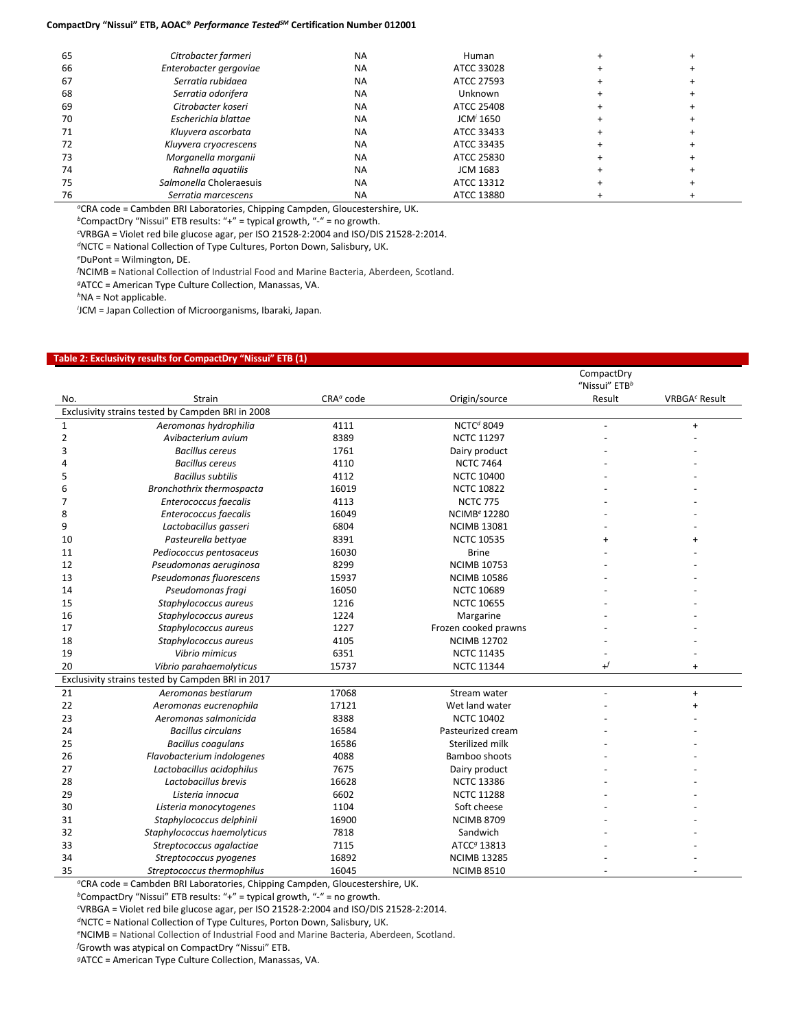| 65 | *Citrobacter farmeri* | NA | Human | + | + |
|---|---|---|---|---|---|
| 66 | *Enterobacter gergoviae* | NA | ATCC 33028 | + | + |
| 67 | *Serratia rubidaea* | NA | ATCC 27593 | + | + |
| 68 | *Serratia odorifera* | NA | Unknown | + | + |
| 69 | *Citrobacter koseri* | NA | ATCC 25408 | + | + |
| 70 | *Escherichia blattae* | NA | JCM[i] 1650 | + | + |
| 71 | *Kluyvera ascorbata* | NA | ATCC 33433 | + | + |
| 72 | *Kluyvera cryocrescens* | NA | ATCC 33435 | + | + |
| 73 | *Morganella morganii* | NA | ATCC 25830 | + | + |
| 74 | *Rahnella aquatilis* | NA | JCM 1683 | + | + |
| 75 | *Salmonella* Choleraesuis | NA | ATCC 13312 | + | + |
| 76 | *Serratia marcescens* | NA | ATCC 13880 | + | + |

[a]CRA code = Cambden BRI Laboratories, Chipping Campden, Gloucestershire, UK.
[b]CompactDry "Nissui" ETB results: "+" = typical growth, "-" = no growth.
[c]VRBGA = Violet red bile glucose agar, per ISO 21528-2:2004 and ISO/DIS 21528-2:2014.
[d]NCTC = National Collection of Type Cultures, Porton Down, Salisbury, UK.
[e]DuPont = Wilmington, DE.
[f]NCIMB = National Collection of Industrial Food and Marine Bacteria, Aberdeen, Scotland.
[g]ATCC = American Type Culture Collection, Manassas, VA.
[h]NA = Not applicable.
[i]JCM = Japan Collection of Microorganisms, Ibaraki, Japan.

**Table 2: Exclusivity results for CompactDry "Nissui" ETB (1)**

| No. | Strain | CRA[a] code | Origin/source | CompactDry "Nissui" ETB[b] Result | VRBGA[c] Result |
|---|---|---|---|---|---|
| Exclusivity strains tested by Campden BRI in 2008 | | | | | |
| 1 | *Aeromonas hydrophilia* | 4111 | NCTC[d] 8049 | - | + |
| 2 | *Avibacterium avium* | 8389 | NCTC 11297 | - | - |
| 3 | *Bacillus cereus* | 1761 | Dairy product | - | - |
| 4 | *Bacillus cereus* | 4110 | NCTC 7464 | - | - |
| 5 | *Bacillus subtilis* | 4112 | NCTC 10400 | - | - |
| 6 | *Bronchothrix thermospacta* | 16019 | NCTC 10822 | - | - |
| 7 | *Enterococcus faecalis* | 4113 | NCTC 775 | - | - |
| 8 | *Enterococcus faecalis* | 16049 | NCIMB[e] 12280 | - | - |
| 9 | *Lactobacillus gasseri* | 6804 | NCIMB 13081 | - | - |
| 10 | *Pasteurella bettyae* | 8391 | NCTC 10535 | + | + |
| 11 | *Pediococcus pentosaceus* | 16030 | Brine | - | - |
| 12 | *Pseudomonas aeruginosa* | 8299 | NCIMB 10753 | - | - |
| 13 | *Pseudomonas fluorescens* | 15937 | NCIMB 10586 | - | - |
| 14 | *Pseudomonas fragi* | 16050 | NCTC 10689 | - | - |
| 15 | *Staphylococcus aureus* | 1216 | NCTC 10655 | - | - |
| 16 | *Staphylococcus aureus* | 1224 | Margarine | - | - |
| 17 | *Staphylococcus aureus* | 1227 | Frozen cooked prawns | - | - |
| 18 | *Staphylococcus aureus* | 4105 | NCIMB 12702 | - | - |
| 19 | *Vibrio mimicus* | 6351 | NCTC 11435 | - | - |
| 20 | *Vibrio parahaemolyticus* | 15737 | NCTC 11344 | +[f] | + |
| Exclusivity strains tested by Campden BRI in 2017 | | | | | |
| 21 | *Aeromonas bestiarum* | 17068 | Stream water | - | + |
| 22 | *Aeromonas eucrenophila* | 17121 | Wet land water | - | + |
| 23 | *Aeromonas salmonicida* | 8388 | NCTC 10402 | - | - |
| 24 | *Bacillus circulans* | 16584 | Pasteurized cream | - | - |
| 25 | *Bacillus coagulans* | 16586 | Sterilized milk | - | - |
| 26 | *Flavobacterium indologenes* | 4088 | Bamboo shoots | - | - |
| 27 | *Lactobacillus acidophilus* | 7675 | Dairy product | - | - |
| 28 | *Lactobacillus brevis* | 16628 | NCTC 13386 | - | - |
| 29 | *Listeria innocua* | 6602 | NCTC 11288 | - | - |
| 30 | *Listeria monocytogenes* | 1104 | Soft cheese | - | - |
| 31 | *Staphylococcus delphinii* | 16900 | NCIMB 8709 | - | - |
| 32 | *Staphylococcus haemolyticus* | 7818 | Sandwich | - | - |
| 33 | *Streptococcus agalactiae* | 7115 | ATCC[g] 13813 | - | - |
| 34 | *Streptococcus pyogenes* | 16892 | NCIMB 13285 | - | - |
| 35 | *Streptococcus thermophilus* | 16045 | NCIMB 8510 | - | - |

[a]CRA code = Cambden BRI Laboratories, Chipping Campden, Gloucestershire, UK.
[b]CompactDry "Nissui" ETB results: "+" = typical growth, "-" = no growth.
[c]VRBGA = Violet red bile glucose agar, per ISO 21528-2:2004 and ISO/DIS 21528-2:2014.
[d]NCTC = National Collection of Type Cultures, Porton Down, Salisbury, UK.
[e]NCIMB = National Collection of Industrial Food and Marine Bacteria, Aberdeen, Scotland.
[f]Growth was atypical on CompactDry "Nissui" ETB.
[g]ATCC = American Type Culture Collection, Manassas, VA.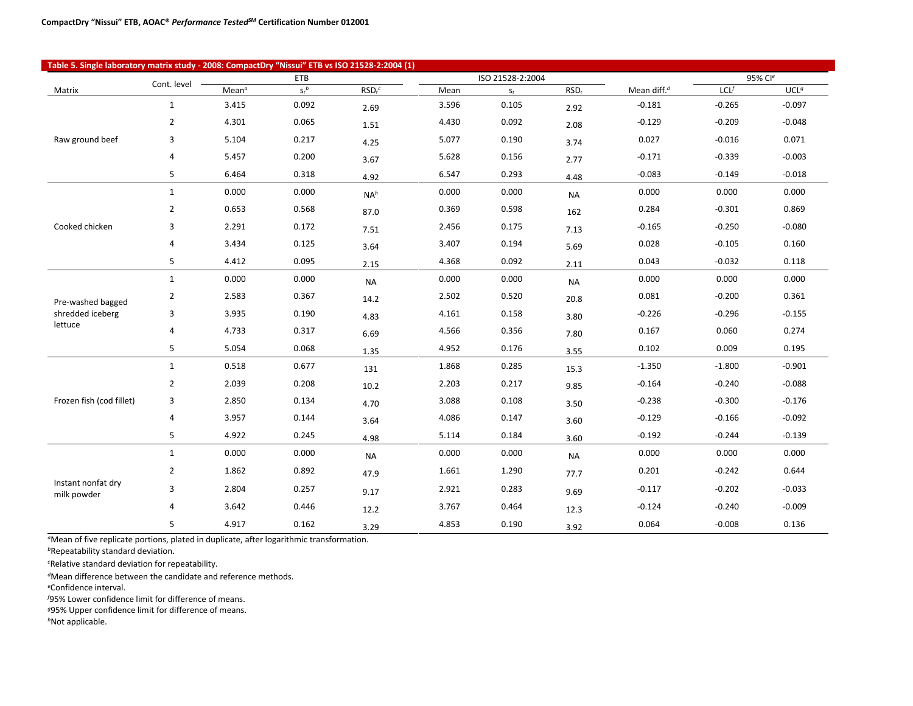**Table 5. Single laboratory matrix study - 2008: CompactDry "Nissui" ETB vs ISO 21528-2:2004 (1)**

| Matrix | Cont. level | ETB | | | ISO 21528-2:2004 | | | Mean diff.[d] | 95% CI[e] | |
|---|---|---|---|---|---|---|---|---|---|---|
| | | Mean[a] | $s_r$[b] | $RSD_r$[c] | Mean | $s_r$ | $RSD_r$ | | LCL[f] | UCL[g] |
| Raw ground beef | 1 | 3.415 | 0.092 | 2.69 | 3.596 | 0.105 | 2.92 | -0.181 | -0.265 | -0.097 |
| | 2 | 4.301 | 0.065 | 1.51 | 4.430 | 0.092 | 2.08 | -0.129 | -0.209 | -0.048 |
| | 3 | 5.104 | 0.217 | 4.25 | 5.077 | 0.190 | 3.74 | 0.027 | -0.016 | 0.071 |
| | 4 | 5.457 | 0.200 | 3.67 | 5.628 | 0.156 | 2.77 | -0.171 | -0.339 | -0.003 |
| | 5 | 6.464 | 0.318 | 4.92 | 6.547 | 0.293 | 4.48 | -0.083 | -0.149 | -0.018 |
| Cooked chicken | 1 | 0.000 | 0.000 | NA[h] | 0.000 | 0.000 | NA | 0.000 | 0.000 | 0.000 |
| | 2 | 0.653 | 0.568 | 87.0 | 0.369 | 0.598 | 162 | 0.284 | -0.301 | 0.869 |
| | 3 | 2.291 | 0.172 | 7.51 | 2.456 | 0.175 | 7.13 | -0.165 | -0.250 | -0.080 |
| | 4 | 3.434 | 0.125 | 3.64 | 3.407 | 0.194 | 5.69 | 0.028 | -0.105 | 0.160 |
| | 5 | 4.412 | 0.095 | 2.15 | 4.368 | 0.092 | 2.11 | 0.043 | -0.032 | 0.118 |
| Pre-washed bagged shredded iceberg lettuce | 1 | 0.000 | 0.000 | NA | 0.000 | 0.000 | NA | 0.000 | 0.000 | 0.000 |
| | 2 | 2.583 | 0.367 | 14.2 | 2.502 | 0.520 | 20.8 | 0.081 | -0.200 | 0.361 |
| | 3 | 3.935 | 0.190 | 4.83 | 4.161 | 0.158 | 3.80 | -0.226 | -0.296 | -0.155 |
| | 4 | 4.733 | 0.317 | 6.69 | 4.566 | 0.356 | 7.80 | 0.167 | 0.060 | 0.274 |
| | 5 | 5.054 | 0.068 | 1.35 | 4.952 | 0.176 | 3.55 | 0.102 | 0.009 | 0.195 |
| Frozen fish (cod fillet) | 1 | 0.518 | 0.677 | 131 | 1.868 | 0.285 | 15.3 | -1.350 | -1.800 | -0.901 |
| | 2 | 2.039 | 0.208 | 10.2 | 2.203 | 0.217 | 9.85 | -0.164 | -0.240 | -0.088 |
| | 3 | 2.850 | 0.134 | 4.70 | 3.088 | 0.108 | 3.50 | -0.238 | -0.300 | -0.176 |
| | 4 | 3.957 | 0.144 | 3.64 | 4.086 | 0.147 | 3.60 | -0.129 | -0.166 | -0.092 |
| | 5 | 4.922 | 0.245 | 4.98 | 5.114 | 0.184 | 3.60 | -0.192 | -0.244 | -0.139 |
| Instant nonfat dry milk powder | 1 | 0.000 | 0.000 | NA | 0.000 | 0.000 | NA | 0.000 | 0.000 | 0.000 |
| | 2 | 1.862 | 0.892 | 47.9 | 1.661 | 1.290 | 77.7 | 0.201 | -0.242 | 0.644 |
| | 3 | 2.804 | 0.257 | 9.17 | 2.921 | 0.283 | 9.69 | -0.117 | -0.202 | -0.033 |
| | 4 | 3.642 | 0.446 | 12.2 | 3.767 | 0.464 | 12.3 | -0.124 | -0.240 | -0.009 |
| | 5 | 4.917 | 0.162 | 3.29 | 4.853 | 0.190 | 3.92 | 0.064 | -0.008 | 0.136 |

[a] Mean of five replicate portions, plated in duplicate, after logarithmic transformation.
[b] Repeatability standard deviation.
[c] Relative standard deviation for repeatability.
[d] Mean difference between the candidate and reference methods.
[e] Confidence interval.
[f] 95% Lower confidence limit for difference of means.
[g] 95% Upper confidence limit for difference of means.
[h] Not applicable.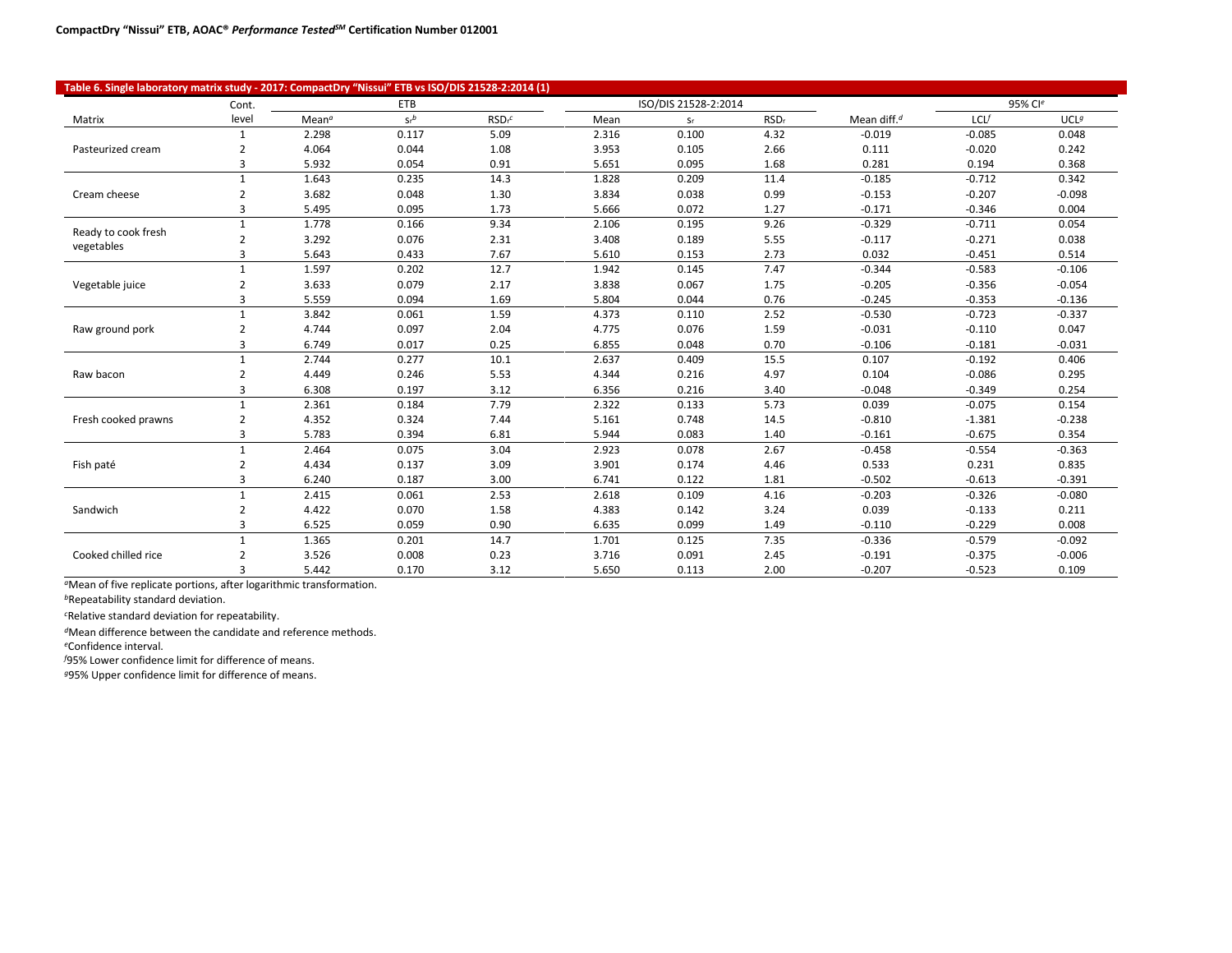**Table 6. Single laboratory matrix study - 2017: CompactDry "Nissui" ETB vs ISO/DIS 21528-2:2014 (1)**

| Matrix | Cont. level | ETB Mean[a] | ETB $s_r$[b] | ETB $RSD_r$[c] | ISO/DIS 21528-2:2014 Mean | ISO/DIS 21528-2:2014 $s_r$ | ISO/DIS 21528-2:2014 $RSD_r$ | Mean diff.[d] | 95% CI[e] LCL[f] | 95% CI[e] UCL[g] |
|---|---|---|---|---|---|---|---|---|---|---|
| Pasteurized cream | 1 | 2.298 | 0.117 | 5.09 | 2.316 | 0.100 | 4.32 | -0.019 | -0.085 | 0.048 |
| | 2 | 4.064 | 0.044 | 1.08 | 3.953 | 0.105 | 2.66 | 0.111 | -0.020 | 0.242 |
| | 3 | 5.932 | 0.054 | 0.91 | 5.651 | 0.095 | 1.68 | 0.281 | 0.194 | 0.368 |
| Cream cheese | 1 | 1.643 | 0.235 | 14.3 | 1.828 | 0.209 | 11.4 | -0.185 | -0.712 | 0.342 |
| | 2 | 3.682 | 0.048 | 1.30 | 3.834 | 0.038 | 0.99 | -0.153 | -0.207 | -0.098 |
| | 3 | 5.495 | 0.095 | 1.73 | 5.666 | 0.072 | 1.27 | -0.171 | -0.346 | 0.004 |
| Ready to cook fresh vegetables | 1 | 1.778 | 0.166 | 9.34 | 2.106 | 0.195 | 9.26 | -0.329 | -0.711 | 0.054 |
| | 2 | 3.292 | 0.076 | 2.31 | 3.408 | 0.189 | 5.55 | -0.117 | -0.271 | 0.038 |
| | 3 | 5.643 | 0.433 | 7.67 | 5.610 | 0.153 | 2.73 | 0.032 | -0.451 | 0.514 |
| Vegetable juice | 1 | 1.597 | 0.202 | 12.7 | 1.942 | 0.145 | 7.47 | -0.344 | -0.583 | -0.106 |
| | 2 | 3.633 | 0.079 | 2.17 | 3.838 | 0.067 | 1.75 | -0.205 | -0.356 | -0.054 |
| | 3 | 5.559 | 0.094 | 1.69 | 5.804 | 0.044 | 0.76 | -0.245 | -0.353 | -0.136 |
| Raw ground pork | 1 | 3.842 | 0.061 | 1.59 | 4.373 | 0.110 | 2.52 | -0.530 | -0.723 | -0.337 |
| | 2 | 4.744 | 0.097 | 2.04 | 4.775 | 0.076 | 1.59 | -0.031 | -0.110 | 0.047 |
| | 3 | 6.749 | 0.017 | 0.25 | 6.855 | 0.048 | 0.70 | -0.106 | -0.181 | -0.031 |
| Raw bacon | 1 | 2.744 | 0.277 | 10.1 | 2.637 | 0.409 | 15.5 | 0.107 | -0.192 | 0.406 |
| | 2 | 4.449 | 0.246 | 5.53 | 4.344 | 0.216 | 4.97 | 0.104 | -0.086 | 0.295 |
| | 3 | 6.308 | 0.197 | 3.12 | 6.356 | 0.216 | 3.40 | -0.048 | -0.349 | 0.254 |
| Fresh cooked prawns | 1 | 2.361 | 0.184 | 7.79 | 2.322 | 0.133 | 5.73 | 0.039 | -0.075 | 0.154 |
| | 2 | 4.352 | 0.324 | 7.44 | 5.161 | 0.748 | 14.5 | -0.810 | -1.381 | -0.238 |
| | 3 | 5.783 | 0.394 | 6.81 | 5.944 | 0.083 | 1.40 | -0.161 | -0.675 | 0.354 |
| Fish paté | 1 | 2.464 | 0.075 | 3.04 | 2.923 | 0.078 | 2.67 | -0.458 | -0.554 | -0.363 |
| | 2 | 4.434 | 0.137 | 3.09 | 3.901 | 0.174 | 4.46 | 0.533 | 0.231 | 0.835 |
| | 3 | 6.240 | 0.187 | 3.00 | 6.741 | 0.122 | 1.81 | -0.502 | -0.613 | -0.391 |
| Sandwich | 1 | 2.415 | 0.061 | 2.53 | 2.618 | 0.109 | 4.16 | -0.203 | -0.326 | -0.080 |
| | 2 | 4.422 | 0.070 | 1.58 | 4.383 | 0.142 | 3.24 | 0.039 | -0.133 | 0.211 |
| | 3 | 6.525 | 0.059 | 0.90 | 6.635 | 0.099 | 1.49 | -0.110 | -0.229 | 0.008 |
| Cooked chilled rice | 1 | 1.365 | 0.201 | 14.7 | 1.701 | 0.125 | 7.35 | -0.336 | -0.579 | -0.092 |
| | 2 | 3.526 | 0.008 | 0.23 | 3.716 | 0.091 | 2.45 | -0.191 | -0.375 | -0.006 |
| | 3 | 5.442 | 0.170 | 3.12 | 5.650 | 0.113 | 2.00 | -0.207 | -0.523 | 0.109 |

[a]Mean of five replicate portions, after logarithmic transformation.

[b]Repeatability standard deviation.

[c]Relative standard deviation for repeatability.

[d]Mean difference between the candidate and reference methods.

[e]Confidence interval.

[f]95% Lower confidence limit for difference of means.

[g]95% Upper confidence limit for difference of means.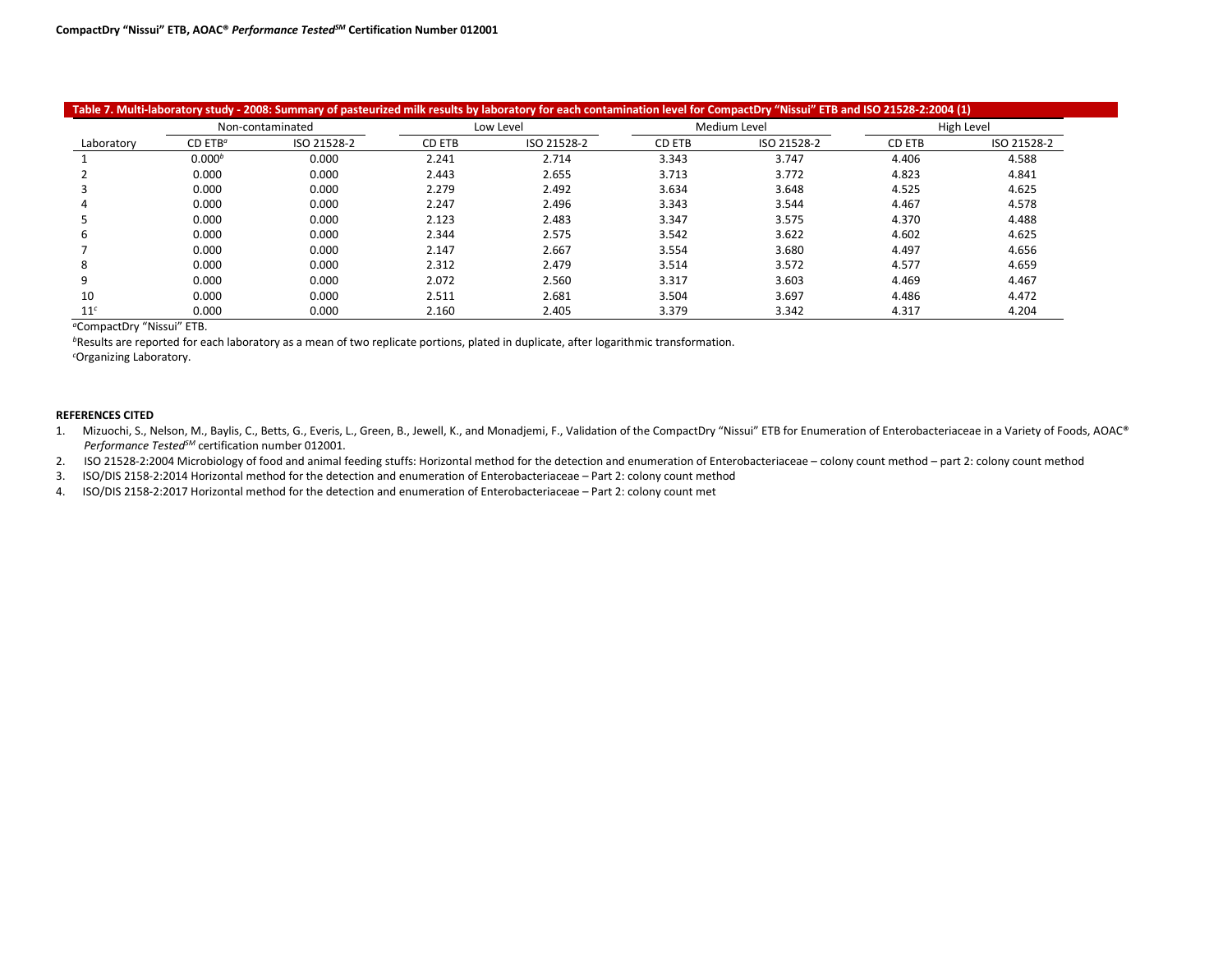**Table 7. Multi-laboratory study - 2008: Summary of pasteurized milk results by laboratory for each contamination level for CompactDry "Nissui" ETB and ISO 21528-2:2004 (1)**

| | Non-contaminated | | Low Level | | Medium Level | | High Level | |
|---|---|---|---|---|---|---|---|---|
| Laboratory | CD ETB[a] | ISO 21528-2 | CD ETB | ISO 21528-2 | CD ETB | ISO 21528-2 | CD ETB | ISO 21528-2 |
| 1 | 0.000[b] | 0.000 | 2.241 | 2.714 | 3.343 | 3.747 | 4.406 | 4.588 |
| 2 | 0.000 | 0.000 | 2.443 | 2.655 | 3.713 | 3.772 | 4.823 | 4.841 |
| 3 | 0.000 | 0.000 | 2.279 | 2.492 | 3.634 | 3.648 | 4.525 | 4.625 |
| 4 | 0.000 | 0.000 | 2.247 | 2.496 | 3.343 | 3.544 | 4.467 | 4.578 |
| 5 | 0.000 | 0.000 | 2.123 | 2.483 | 3.347 | 3.575 | 4.370 | 4.488 |
| 6 | 0.000 | 0.000 | 2.344 | 2.575 | 3.542 | 3.622 | 4.602 | 4.625 |
| 7 | 0.000 | 0.000 | 2.147 | 2.667 | 3.554 | 3.680 | 4.497 | 4.656 |
| 8 | 0.000 | 0.000 | 2.312 | 2.479 | 3.514 | 3.572 | 4.577 | 4.659 |
| 9 | 0.000 | 0.000 | 2.072 | 2.560 | 3.317 | 3.603 | 4.469 | 4.467 |
| 10 | 0.000 | 0.000 | 2.511 | 2.681 | 3.504 | 3.697 | 4.486 | 4.472 |
| 11[c] | 0.000 | 0.000 | 2.160 | 2.405 | 3.379 | 3.342 | 4.317 | 4.204 |

[a]CompactDry "Nissui" ETB.

[b]Results are reported for each laboratory as a mean of two replicate portions, plated in duplicate, after logarithmic transformation.

[c]Organizing Laboratory.

**REFERENCES CITED**

1. Mizuochi, S., Nelson, M., Baylis, C., Betts, G., Everis, L., Green, B., Jewell, K., and Monadjemi, F., Validation of the CompactDry "Nissui" ETB for Enumeration of Enterobacteriaceae in a Variety of Foods, AOAC® *Performance Tested*SM certification number 012001.
2. ISO 21528-2:2004 Microbiology of food and animal feeding stuffs: Horizontal method for the detection and enumeration of Enterobacteriaceae – colony count method – part 2: colony count method
3. ISO/DIS 2158-2:2014 Horizontal method for the detection and enumeration of Enterobacteriaceae – Part 2: colony count method
4. ISO/DIS 2158-2:2017 Horizontal method for the detection and enumeration of Enterobacteriaceae – Part 2: colony count met